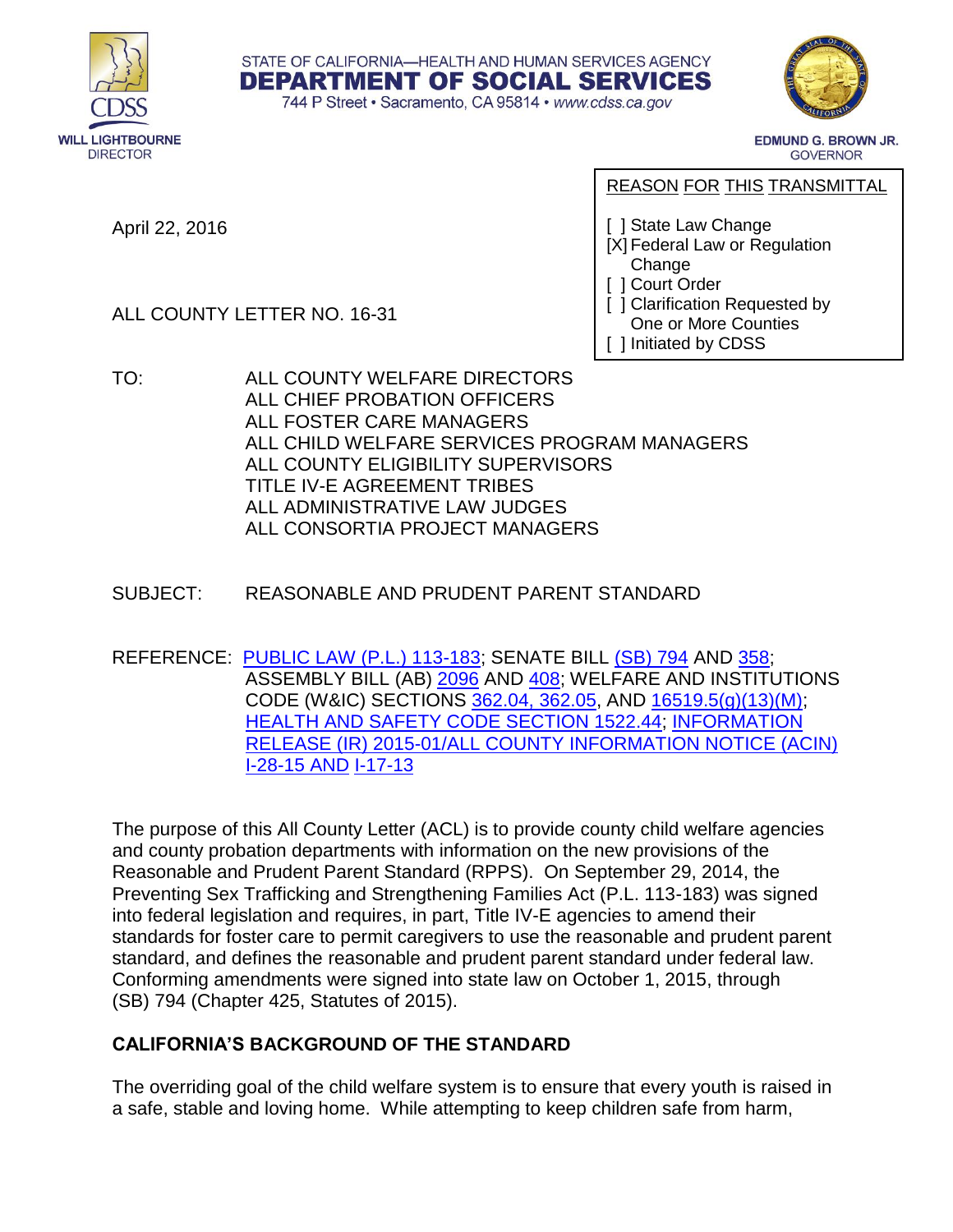STATE OF CALIFORNIA—HEALTH AND HUMAN SERVICES AGENCY
**DEPARTMENT OF SOCIAL SERVICES**
744 P Street • Sacramento, CA 95814 • www.cdss.ca.gov

CDSS
**WILL LIGHTBOURNE**
DIRECTOR

**EDMUND G. BROWN JR.**
GOVERNOR

April 22, 2016

ALL COUNTY LETTER NO. 16-31

REASON FOR THIS TRANSMITTAL

[ ] State Law Change
[X] Federal Law or Regulation Change
[ ] Court Order
[ ] Clarification Requested by One or More Counties
[ ] Initiated by CDSS

TO: ALL COUNTY WELFARE DIRECTORS
ALL CHIEF PROBATION OFFICERS
ALL FOSTER CARE MANAGERS
ALL CHILD WELFARE SERVICES PROGRAM MANAGERS
ALL COUNTY ELIGIBILITY SUPERVISORS
TITLE IV-E AGREEMENT TRIBES
ALL ADMINISTRATIVE LAW JUDGES
ALL CONSORTIA PROJECT MANAGERS

SUBJECT: REASONABLE AND PRUDENT PARENT STANDARD

REFERENCE: PUBLIC LAW (P.L.) 113-183; SENATE BILL (SB) 794 AND 358; ASSEMBLY BILL (AB) 2096 AND 408; WELFARE AND INSTITUTIONS CODE (W&IC) SECTIONS 362.04, 362.05, AND 16519.5(g)(13)(M); HEALTH AND SAFETY CODE SECTION 1522.44; INFORMATION RELEASE (IR) 2015-01/ALL COUNTY INFORMATION NOTICE (ACIN) I-28-15 AND I-17-13

The purpose of this All County Letter (ACL) is to provide county child welfare agencies and county probation departments with information on the new provisions of the Reasonable and Prudent Parent Standard (RPPS). On September 29, 2014, the Preventing Sex Trafficking and Strengthening Families Act (P.L. 113-183) was signed into federal legislation and requires, in part, Title IV-E agencies to amend their standards for foster care to permit caregivers to use the reasonable and prudent parent standard, and defines the reasonable and prudent parent standard under federal law. Conforming amendments were signed into state law on October 1, 2015, through (SB) 794 (Chapter 425, Statutes of 2015).

**CALIFORNIA'S BACKGROUND OF THE STANDARD**

The overriding goal of the child welfare system is to ensure that every youth is raised in a safe, stable and loving home. While attempting to keep children safe from harm,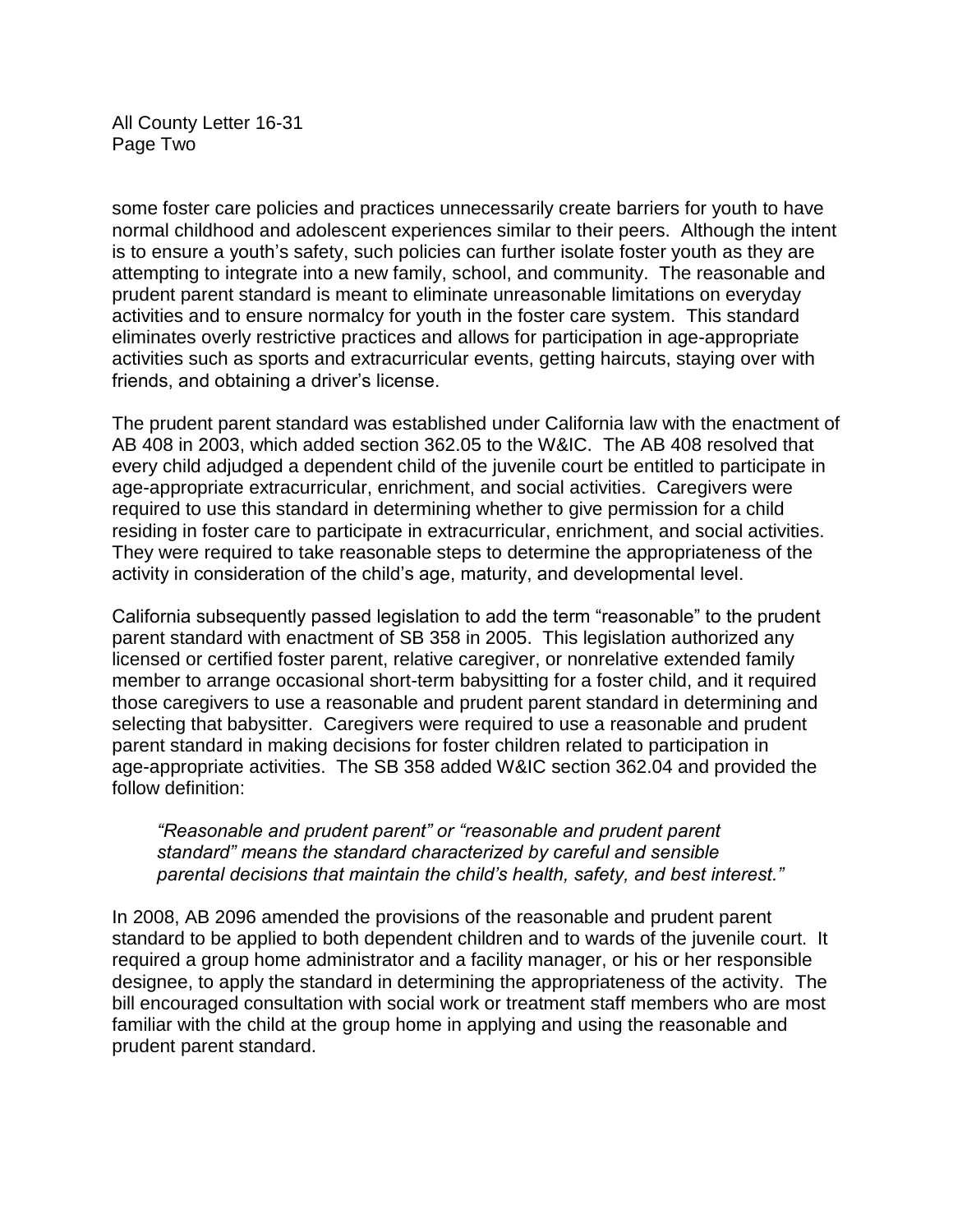some foster care policies and practices unnecessarily create barriers for youth to have normal childhood and adolescent experiences similar to their peers. Although the intent is to ensure a youth's safety, such policies can further isolate foster youth as they are attempting to integrate into a new family, school, and community. The reasonable and prudent parent standard is meant to eliminate unreasonable limitations on everyday activities and to ensure normalcy for youth in the foster care system. This standard eliminates overly restrictive practices and allows for participation in age-appropriate activities such as sports and extracurricular events, getting haircuts, staying over with friends, and obtaining a driver's license.

The prudent parent standard was established under California law with the enactment of AB 408 in 2003, which added section 362.05 to the W&IC. The AB 408 resolved that every child adjudged a dependent child of the juvenile court be entitled to participate in age-appropriate extracurricular, enrichment, and social activities. Caregivers were required to use this standard in determining whether to give permission for a child residing in foster care to participate in extracurricular, enrichment, and social activities. They were required to take reasonable steps to determine the appropriateness of the activity in consideration of the child's age, maturity, and developmental level.

California subsequently passed legislation to add the term "reasonable" to the prudent parent standard with enactment of SB 358 in 2005. This legislation authorized any licensed or certified foster parent, relative caregiver, or nonrelative extended family member to arrange occasional short-term babysitting for a foster child, and it required those caregivers to use a reasonable and prudent parent standard in determining and selecting that babysitter. Caregivers were required to use a reasonable and prudent parent standard in making decisions for foster children related to participation in age-appropriate activities. The SB 358 added W&IC section 362.04 and provided the follow definition:

> *"Reasonable and prudent parent" or "reasonable and prudent parent standard" means the standard characterized by careful and sensible parental decisions that maintain the child's health, safety, and best interest."*

In 2008, AB 2096 amended the provisions of the reasonable and prudent parent standard to be applied to both dependent children and to wards of the juvenile court. It required a group home administrator and a facility manager, or his or her responsible designee, to apply the standard in determining the appropriateness of the activity. The bill encouraged consultation with social work or treatment staff members who are most familiar with the child at the group home in applying and using the reasonable and prudent parent standard.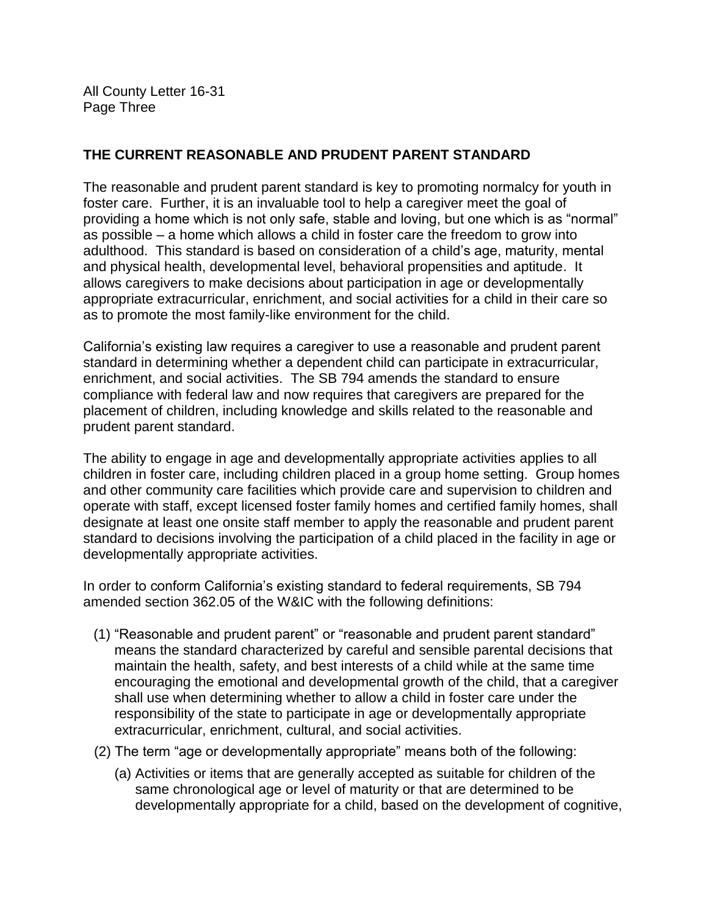## THE CURRENT REASONABLE AND PRUDENT PARENT STANDARD

The reasonable and prudent parent standard is key to promoting normalcy for youth in foster care. Further, it is an invaluable tool to help a caregiver meet the goal of providing a home which is not only safe, stable and loving, but one which is as "normal" as possible – a home which allows a child in foster care the freedom to grow into adulthood. This standard is based on consideration of a child's age, maturity, mental and physical health, developmental level, behavioral propensities and aptitude. It allows caregivers to make decisions about participation in age or developmentally appropriate extracurricular, enrichment, and social activities for a child in their care so as to promote the most family-like environment for the child.

California's existing law requires a caregiver to use a reasonable and prudent parent standard in determining whether a dependent child can participate in extracurricular, enrichment, and social activities. The SB 794 amends the standard to ensure compliance with federal law and now requires that caregivers are prepared for the placement of children, including knowledge and skills related to the reasonable and prudent parent standard.

The ability to engage in age and developmentally appropriate activities applies to all children in foster care, including children placed in a group home setting. Group homes and other community care facilities which provide care and supervision to children and operate with staff, except licensed foster family homes and certified family homes, shall designate at least one onsite staff member to apply the reasonable and prudent parent standard to decisions involving the participation of a child placed in the facility in age or developmentally appropriate activities.

In order to conform California's existing standard to federal requirements, SB 794 amended section 362.05 of the W&IC with the following definitions:

(1) "Reasonable and prudent parent" or "reasonable and prudent parent standard" means the standard characterized by careful and sensible parental decisions that maintain the health, safety, and best interests of a child while at the same time encouraging the emotional and developmental growth of the child, that a caregiver shall use when determining whether to allow a child in foster care under the responsibility of the state to participate in age or developmentally appropriate extracurricular, enrichment, cultural, and social activities.

(2) The term "age or developmentally appropriate" means both of the following:

   (a) Activities or items that are generally accepted as suitable for children of the same chronological age or level of maturity or that are determined to be developmentally appropriate for a child, based on the development of cognitive,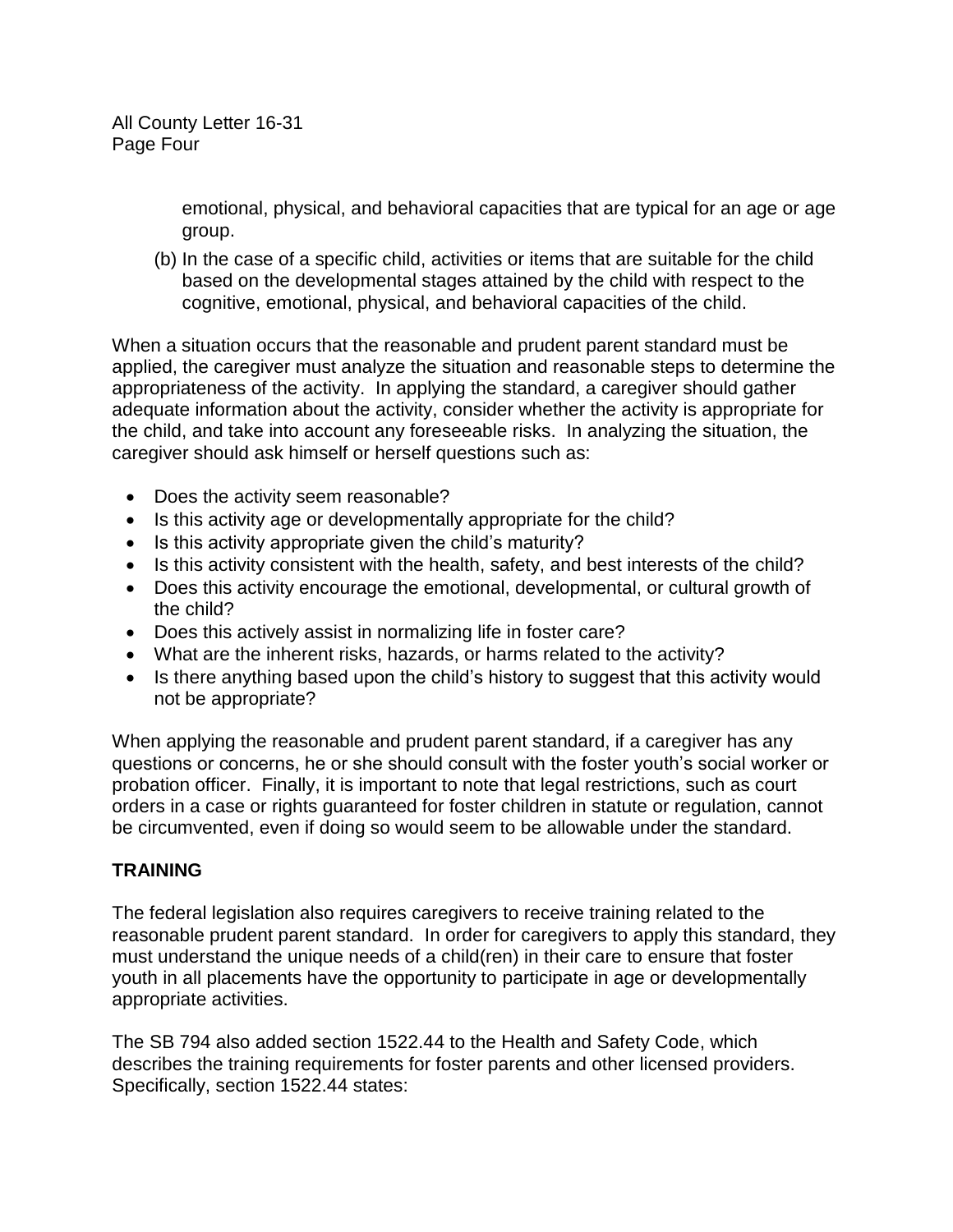emotional, physical, and behavioral capacities that are typical for an age or age group.

(b) In the case of a specific child, activities or items that are suitable for the child based on the developmental stages attained by the child with respect to the cognitive, emotional, physical, and behavioral capacities of the child.

When a situation occurs that the reasonable and prudent parent standard must be applied, the caregiver must analyze the situation and reasonable steps to determine the appropriateness of the activity. In applying the standard, a caregiver should gather adequate information about the activity, consider whether the activity is appropriate for the child, and take into account any foreseeable risks. In analyzing the situation, the caregiver should ask himself or herself questions such as:

- Does the activity seem reasonable?
- Is this activity age or developmentally appropriate for the child?
- Is this activity appropriate given the child's maturity?
- Is this activity consistent with the health, safety, and best interests of the child?
- Does this activity encourage the emotional, developmental, or cultural growth of the child?
- Does this actively assist in normalizing life in foster care?
- What are the inherent risks, hazards, or harms related to the activity?
- Is there anything based upon the child's history to suggest that this activity would not be appropriate?

When applying the reasonable and prudent parent standard, if a caregiver has any questions or concerns, he or she should consult with the foster youth's social worker or probation officer. Finally, it is important to note that legal restrictions, such as court orders in a case or rights guaranteed for foster children in statute or regulation, cannot be circumvented, even if doing so would seem to be allowable under the standard.

## TRAINING

The federal legislation also requires caregivers to receive training related to the reasonable prudent parent standard. In order for caregivers to apply this standard, they must understand the unique needs of a child(ren) in their care to ensure that foster youth in all placements have the opportunity to participate in age or developmentally appropriate activities.

The SB 794 also added section 1522.44 to the Health and Safety Code, which describes the training requirements for foster parents and other licensed providers. Specifically, section 1522.44 states: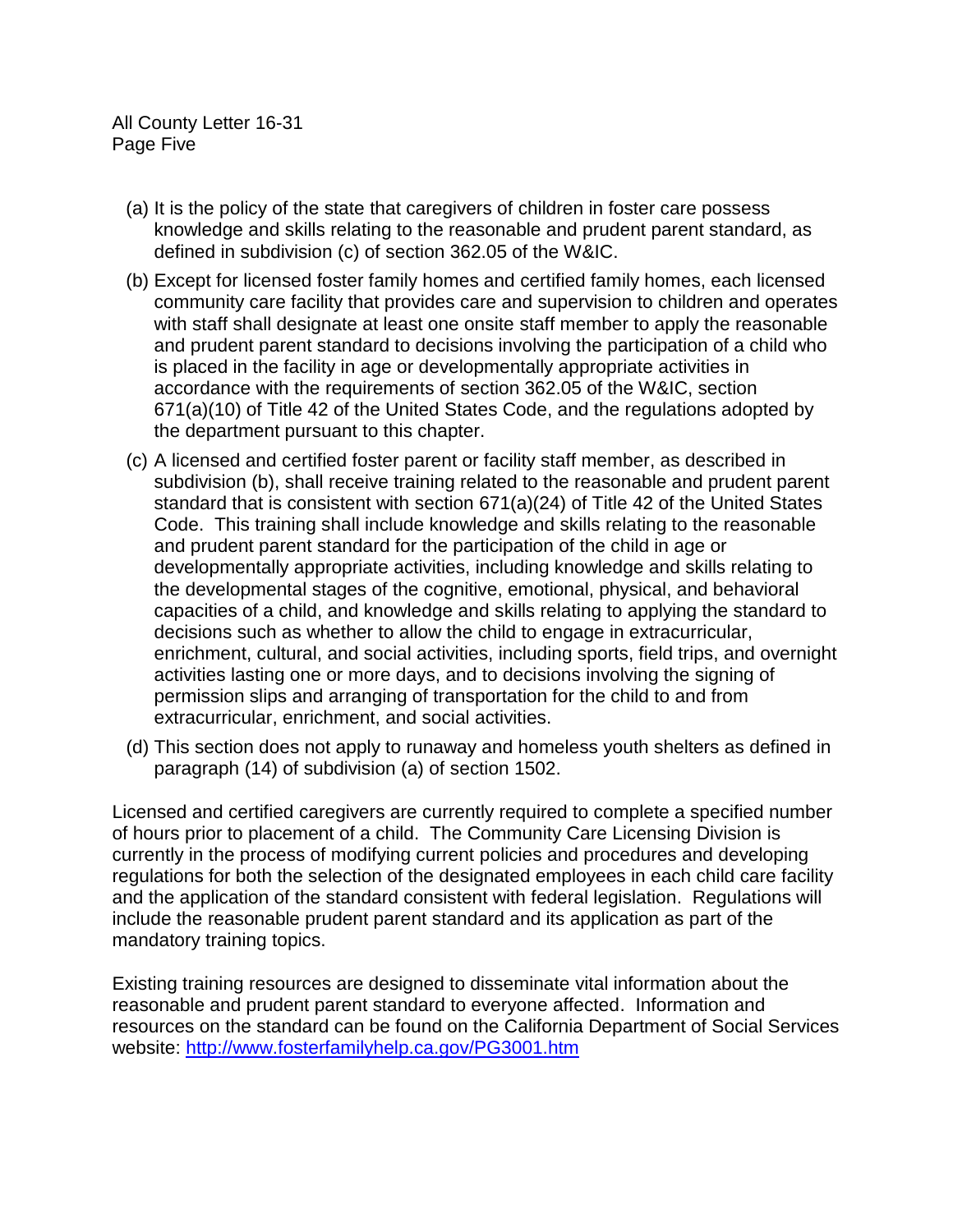(a) It is the policy of the state that caregivers of children in foster care possess knowledge and skills relating to the reasonable and prudent parent standard, as defined in subdivision (c) of section 362.05 of the W&IC.

(b) Except for licensed foster family homes and certified family homes, each licensed community care facility that provides care and supervision to children and operates with staff shall designate at least one onsite staff member to apply the reasonable and prudent parent standard to decisions involving the participation of a child who is placed in the facility in age or developmentally appropriate activities in accordance with the requirements of section 362.05 of the W&IC, section 671(a)(10) of Title 42 of the United States Code, and the regulations adopted by the department pursuant to this chapter.

(c) A licensed and certified foster parent or facility staff member, as described in subdivision (b), shall receive training related to the reasonable and prudent parent standard that is consistent with section 671(a)(24) of Title 42 of the United States Code. This training shall include knowledge and skills relating to the reasonable and prudent parent standard for the participation of the child in age or developmentally appropriate activities, including knowledge and skills relating to the developmental stages of the cognitive, emotional, physical, and behavioral capacities of a child, and knowledge and skills relating to applying the standard to decisions such as whether to allow the child to engage in extracurricular, enrichment, cultural, and social activities, including sports, field trips, and overnight activities lasting one or more days, and to decisions involving the signing of permission slips and arranging of transportation for the child to and from extracurricular, enrichment, and social activities.

(d) This section does not apply to runaway and homeless youth shelters as defined in paragraph (14) of subdivision (a) of section 1502.

Licensed and certified caregivers are currently required to complete a specified number of hours prior to placement of a child. The Community Care Licensing Division is currently in the process of modifying current policies and procedures and developing regulations for both the selection of the designated employees in each child care facility and the application of the standard consistent with federal legislation. Regulations will include the reasonable prudent parent standard and its application as part of the mandatory training topics.

Existing training resources are designed to disseminate vital information about the reasonable and prudent parent standard to everyone affected. Information and resources on the standard can be found on the California Department of Social Services website: [http://www.fosterfamilyhelp.ca.gov/PG3001.htm](http://www.fosterfamilyhelp.ca.gov/PG3001.htm)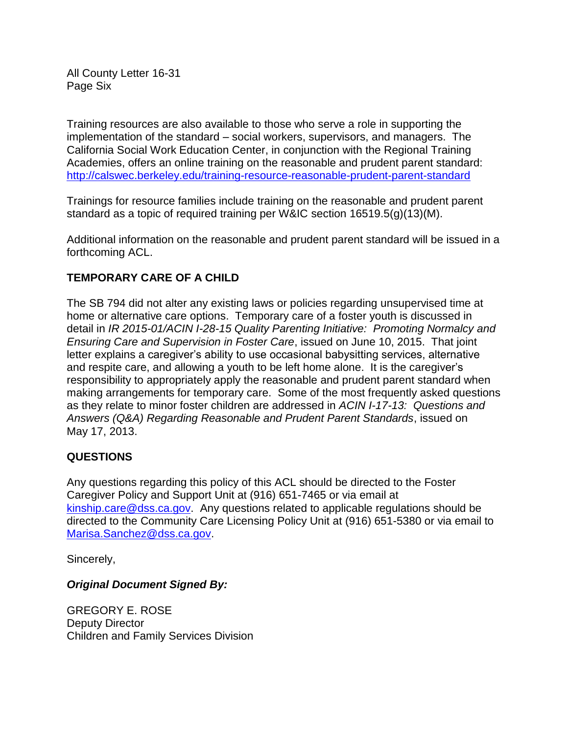Training resources are also available to those who serve a role in supporting the implementation of the standard – social workers, supervisors, and managers. The California Social Work Education Center, in conjunction with the Regional Training Academies, offers an online training on the reasonable and prudent parent standard: http://calswec.berkeley.edu/training-resource-reasonable-prudent-parent-standard

Trainings for resource families include training on the reasonable and prudent parent standard as a topic of required training per W&IC section 16519.5(g)(13)(M).

Additional information on the reasonable and prudent parent standard will be issued in a forthcoming ACL.

**TEMPORARY CARE OF A CHILD**

The SB 794 did not alter any existing laws or policies regarding unsupervised time at home or alternative care options. Temporary care of a foster youth is discussed in detail in *IR 2015-01/ACIN I-28-15 Quality Parenting Initiative: Promoting Normalcy and Ensuring Care and Supervision in Foster Care*, issued on June 10, 2015. That joint letter explains a caregiver's ability to use occasional babysitting services, alternative and respite care, and allowing a youth to be left home alone. It is the caregiver's responsibility to appropriately apply the reasonable and prudent parent standard when making arrangements for temporary care. Some of the most frequently asked questions as they relate to minor foster children are addressed in *ACIN I-17-13: Questions and Answers (Q&A) Regarding Reasonable and Prudent Parent Standards*, issued on May 17, 2013.

**QUESTIONS**

Any questions regarding this policy of this ACL should be directed to the Foster Caregiver Policy and Support Unit at (916) 651-7465 or via email at kinship.care@dss.ca.gov. Any questions related to applicable regulations should be directed to the Community Care Licensing Policy Unit at (916) 651-5380 or via email to Marisa.Sanchez@dss.ca.gov.

Sincerely,

***Original Document Signed By:***

GREGORY E. ROSE
Deputy Director
Children and Family Services Division